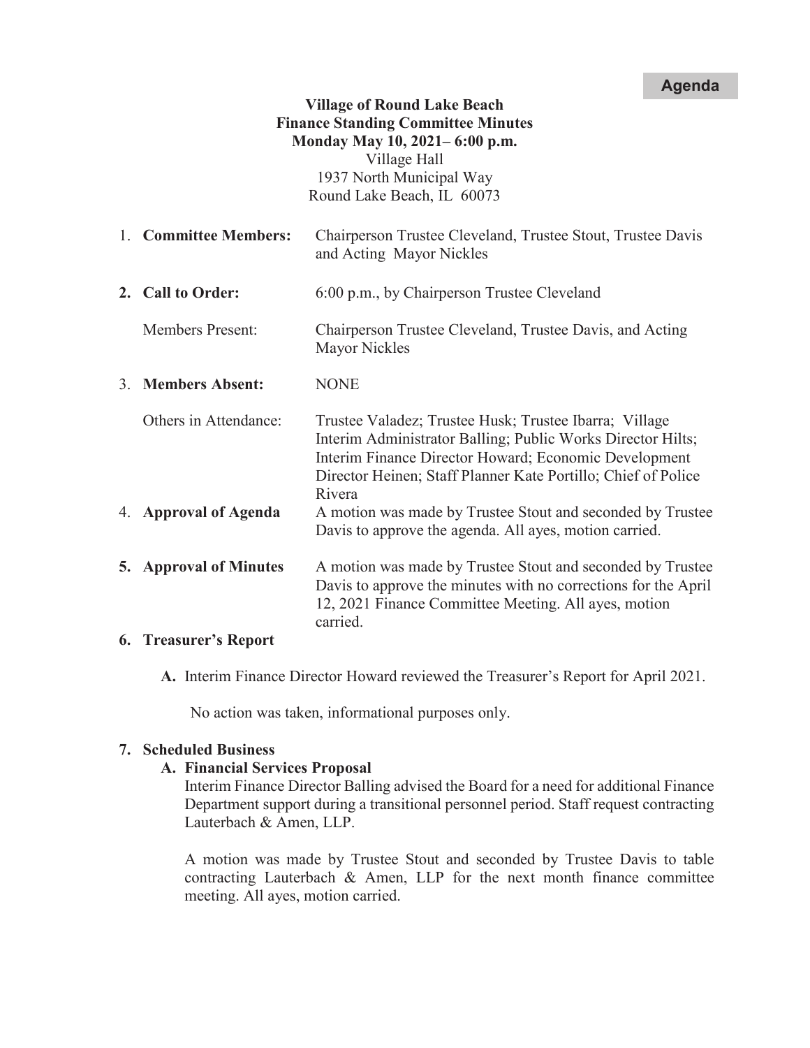**Agenda**

**Village of Round Lake Beach**
**Finance Standing Committee Minutes**
**Monday May 10, 2021– 6:00 p.m.**
Village Hall
1937 North Municipal Way
Round Lake Beach, IL 60073

1. **Committee Members:** Chairperson Trustee Cleveland, Trustee Stout, Trustee Davis and Acting Mayor Nickles

2. **Call to Order:** 6:00 p.m., by Chairperson Trustee Cleveland

   Members Present: Chairperson Trustee Cleveland, Trustee Davis, and Acting Mayor Nickles

3. **Members Absent:** NONE

   Others in Attendance: Trustee Valadez; Trustee Husk; Trustee Ibarra; Village Interim Administrator Balling; Public Works Director Hilts; Interim Finance Director Howard; Economic Development Director Heinen; Staff Planner Kate Portillo; Chief of Police Rivera

4. **Approval of Agenda** A motion was made by Trustee Stout and seconded by Trustee Davis to approve the agenda. All ayes, motion carried.

5. **Approval of Minutes** A motion was made by Trustee Stout and seconded by Trustee Davis to approve the minutes with no corrections for the April 12, 2021 Finance Committee Meeting. All ayes, motion carried.

6. **Treasurer's Report**

   **A.** Interim Finance Director Howard reviewed the Treasurer's Report for April 2021.

   No action was taken, informational purposes only.

7. **Scheduled Business**

   **A. Financial Services Proposal**
   Interim Finance Director Balling advised the Board for a need for additional Finance Department support during a transitional personnel period. Staff request contracting Lauterbach & Amen, LLP.

   A motion was made by Trustee Stout and seconded by Trustee Davis to table contracting Lauterbach & Amen, LLP for the next month finance committee meeting. All ayes, motion carried.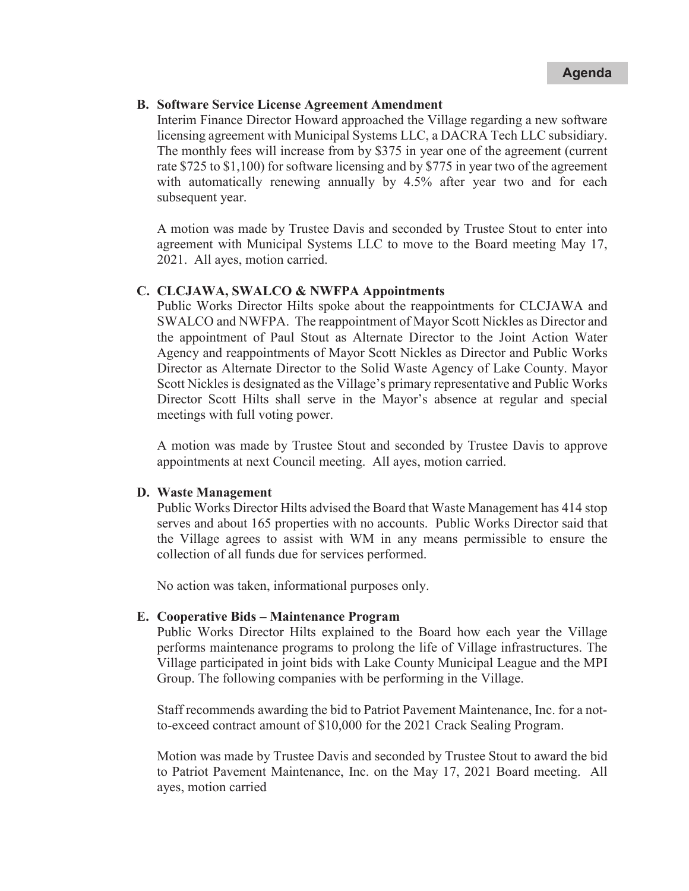**B. Software Service License Agreement Amendment**

Interim Finance Director Howard approached the Village regarding a new software licensing agreement with Municipal Systems LLC, a DACRA Tech LLC subsidiary. The monthly fees will increase from by $375 in year one of the agreement (current rate $725 to $1,100) for software licensing and by $775 in year two of the agreement with automatically renewing annually by 4.5% after year two and for each subsequent year.

A motion was made by Trustee Davis and seconded by Trustee Stout to enter into agreement with Municipal Systems LLC to move to the Board meeting May 17, 2021. All ayes, motion carried.

**C. CLCJAWA, SWALCO & NWFPA Appointments**

Public Works Director Hilts spoke about the reappointments for CLCJAWA and SWALCO and NWFPA. The reappointment of Mayor Scott Nickles as Director and the appointment of Paul Stout as Alternate Director to the Joint Action Water Agency and reappointments of Mayor Scott Nickles as Director and Public Works Director as Alternate Director to the Solid Waste Agency of Lake County. Mayor Scott Nickles is designated as the Village's primary representative and Public Works Director Scott Hilts shall serve in the Mayor's absence at regular and special meetings with full voting power.

A motion was made by Trustee Stout and seconded by Trustee Davis to approve appointments at next Council meeting. All ayes, motion carried.

**D. Waste Management**

Public Works Director Hilts advised the Board that Waste Management has 414 stop serves and about 165 properties with no accounts. Public Works Director said that the Village agrees to assist with WM in any means permissible to ensure the collection of all funds due for services performed.

No action was taken, informational purposes only.

**E. Cooperative Bids – Maintenance Program**

Public Works Director Hilts explained to the Board how each year the Village performs maintenance programs to prolong the life of Village infrastructures. The Village participated in joint bids with Lake County Municipal League and the MPI Group. The following companies with be performing in the Village.

Staff recommends awarding the bid to Patriot Pavement Maintenance, Inc. for a not-to-exceed contract amount of $10,000 for the 2021 Crack Sealing Program.

Motion was made by Trustee Davis and seconded by Trustee Stout to award the bid to Patriot Pavement Maintenance, Inc. on the May 17, 2021 Board meeting. All ayes, motion carried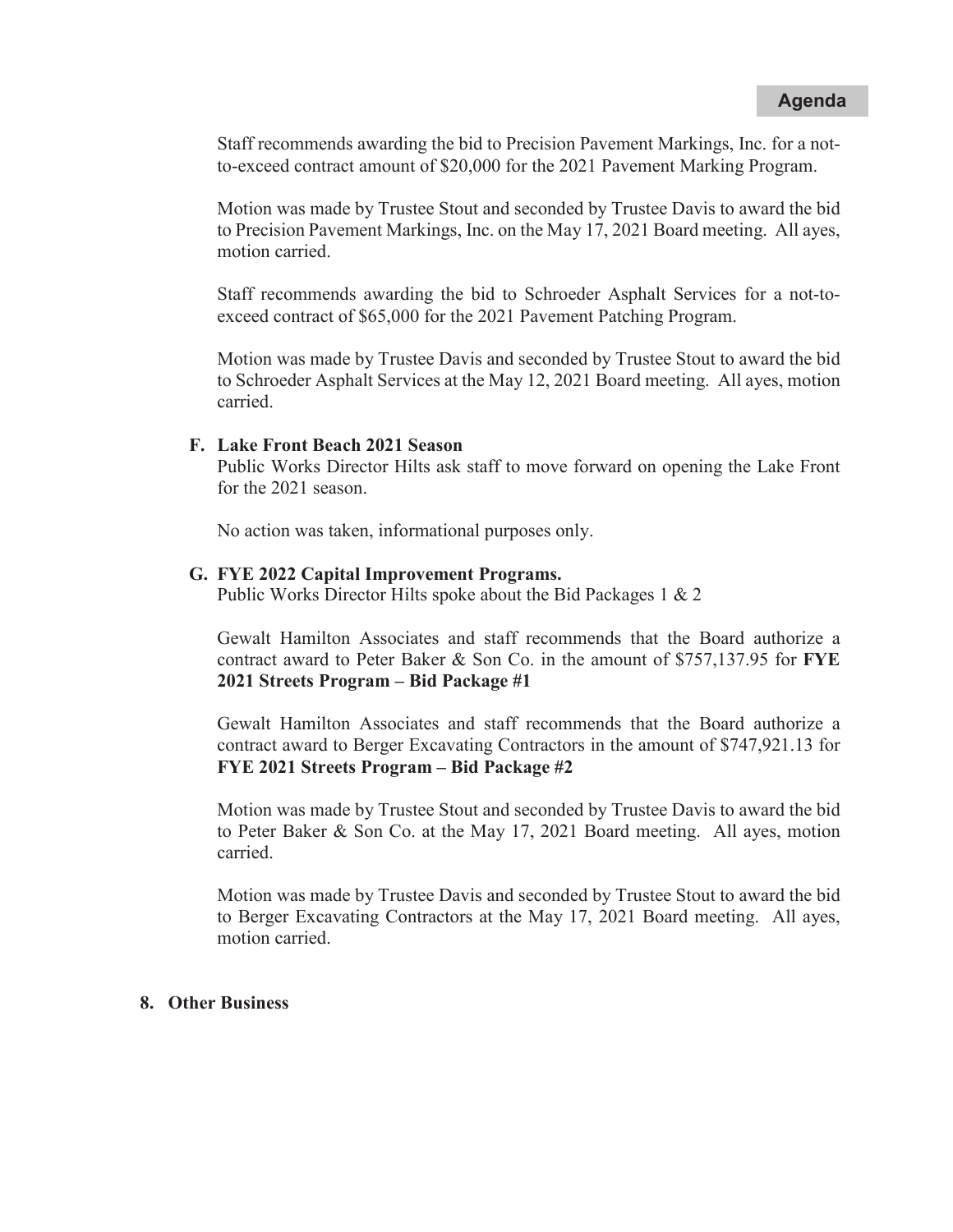Staff recommends awarding the bid to Precision Pavement Markings, Inc. for a not-to-exceed contract amount of $20,000 for the 2021 Pavement Marking Program.

Motion was made by Trustee Stout and seconded by Trustee Davis to award the bid to Precision Pavement Markings, Inc. on the May 17, 2021 Board meeting. All ayes, motion carried.

Staff recommends awarding the bid to Schroeder Asphalt Services for a not-to-exceed contract of $65,000 for the 2021 Pavement Patching Program.

Motion was made by Trustee Davis and seconded by Trustee Stout to award the bid to Schroeder Asphalt Services at the May 12, 2021 Board meeting. All ayes, motion carried.

**F. Lake Front Beach 2021 Season**

Public Works Director Hilts ask staff to move forward on opening the Lake Front for the 2021 season.

No action was taken, informational purposes only.

**G. FYE 2022 Capital Improvement Programs.**

Public Works Director Hilts spoke about the Bid Packages 1 & 2

Gewalt Hamilton Associates and staff recommends that the Board authorize a contract award to Peter Baker & Son Co. in the amount of $757,137.95 for **FYE 2021 Streets Program – Bid Package #1**

Gewalt Hamilton Associates and staff recommends that the Board authorize a contract award to Berger Excavating Contractors in the amount of $747,921.13 for **FYE 2021 Streets Program – Bid Package #2**

Motion was made by Trustee Stout and seconded by Trustee Davis to award the bid to Peter Baker & Son Co. at the May 17, 2021 Board meeting. All ayes, motion carried.

Motion was made by Trustee Davis and seconded by Trustee Stout to award the bid to Berger Excavating Contractors at the May 17, 2021 Board meeting. All ayes, motion carried.

**8. Other Business**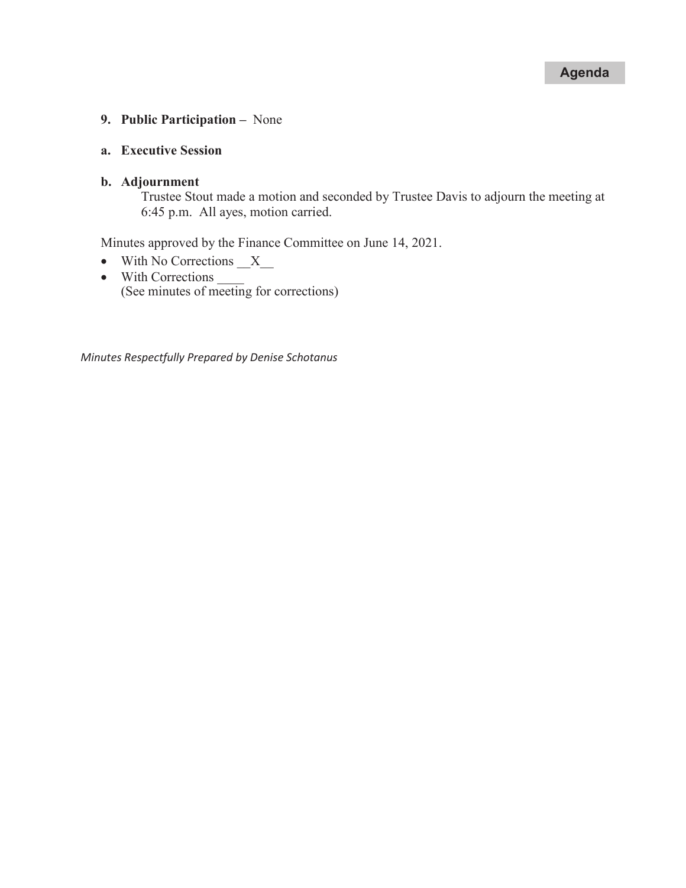**Agenda**

**9. Public Participation –** None

**a. Executive Session**

**b. Adjournment**

Trustee Stout made a motion and seconded by Trustee Davis to adjourn the meeting at 6:45 p.m. All ayes, motion carried.

Minutes approved by the Finance Committee on June 14, 2021.

- With No Corrections __X__
- With Corrections ____
  (See minutes of meeting for corrections)

*Minutes Respectfully Prepared by Denise Schotanus*